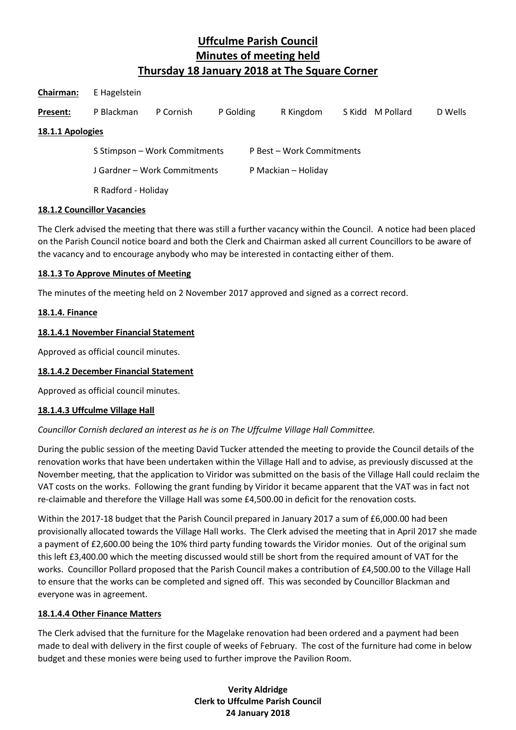# Uffculme Parish Council
# Minutes of meeting held
# Thursday 18 January 2018 at The Square Corner

**Chairman:** E Hagelstein

**Present:** P Blackman P Cornish P Golding R Kingdom S Kidd M Pollard D Wells

**18.1.1 Apologies**

S Stimpson – Work Commitments
P Best – Work Commitments
J Gardner – Work Commitments
P Mackian – Holiday
R Radford - Holiday

**18.1.2 Councillor Vacancies**

The Clerk advised the meeting that there was still a further vacancy within the Council. A notice had been placed on the Parish Council notice board and both the Clerk and Chairman asked all current Councillors to be aware of the vacancy and to encourage anybody who may be interested in contacting either of them.

**18.1.3 To Approve Minutes of Meeting**

The minutes of the meeting held on 2 November 2017 approved and signed as a correct record.

**18.1.4. Finance**

**18.1.4.1 November Financial Statement**

Approved as official council minutes.

**18.1.4.2 December Financial Statement**

Approved as official council minutes.

**18.1.4.3 Uffculme Village Hall**

*Councillor Cornish declared an interest as he is on The Uffculme Village Hall Committee.*

During the public session of the meeting David Tucker attended the meeting to provide the Council details of the renovation works that have been undertaken within the Village Hall and to advise, as previously discussed at the November meeting, that the application to Viridor was submitted on the basis of the Village Hall could reclaim the VAT costs on the works. Following the grant funding by Viridor it became apparent that the VAT was in fact not re-claimable and therefore the Village Hall was some £4,500.00 in deficit for the renovation costs.

Within the 2017-18 budget that the Parish Council prepared in January 2017 a sum of £6,000.00 had been provisionally allocated towards the Village Hall works. The Clerk advised the meeting that in April 2017 she made a payment of £2,600.00 being the 10% third party funding towards the Viridor monies. Out of the original sum this left £3,400.00 which the meeting discussed would still be short from the required amount of VAT for the works. Councillor Pollard proposed that the Parish Council makes a contribution of £4,500.00 to the Village Hall to ensure that the works can be completed and signed off. This was seconded by Councillor Blackman and everyone was in agreement.

**18.1.4.4 Other Finance Matters**

The Clerk advised that the furniture for the Magelake renovation had been ordered and a payment had been made to deal with delivery in the first couple of weeks of February. The cost of the furniture had come in below budget and these monies were being used to further improve the Pavilion Room.

**Verity Aldridge**
**Clerk to Uffculme Parish Council**
**24 January 2018**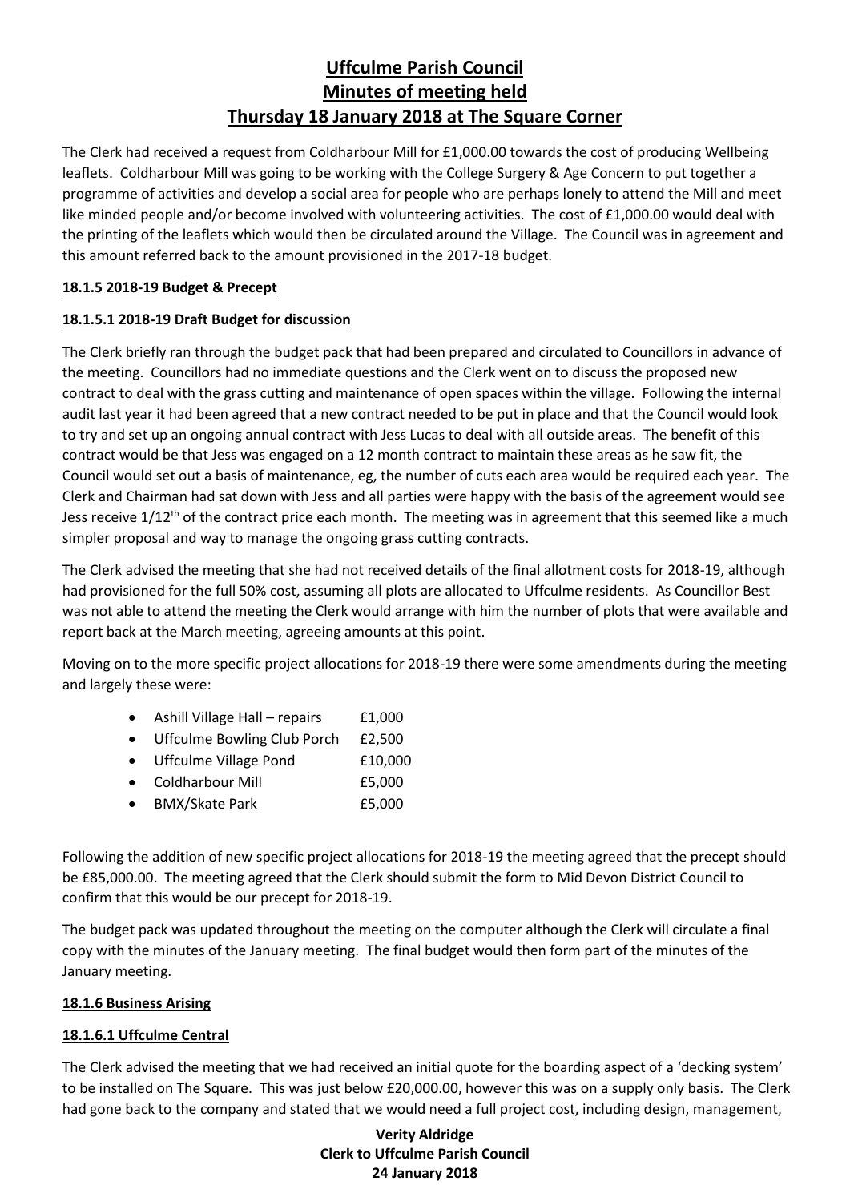# Uffculme Parish Council
## Minutes of meeting held
## Thursday 18 January 2018 at The Square Corner

The Clerk had received a request from Coldharbour Mill for £1,000.00 towards the cost of producing Wellbeing leaflets. Coldharbour Mill was going to be working with the College Surgery & Age Concern to put together a programme of activities and develop a social area for people who are perhaps lonely to attend the Mill and meet like minded people and/or become involved with volunteering activities. The cost of £1,000.00 would deal with the printing of the leaflets which would then be circulated around the Village. The Council was in agreement and this amount referred back to the amount provisioned in the 2017-18 budget.

**18.1.5 2018-19 Budget & Precept**

**18.1.5.1 2018-19 Draft Budget for discussion**

The Clerk briefly ran through the budget pack that had been prepared and circulated to Councillors in advance of the meeting. Councillors had no immediate questions and the Clerk went on to discuss the proposed new contract to deal with the grass cutting and maintenance of open spaces within the village. Following the internal audit last year it had been agreed that a new contract needed to be put in place and that the Council would look to try and set up an ongoing annual contract with Jess Lucas to deal with all outside areas. The benefit of this contract would be that Jess was engaged on a 12 month contract to maintain these areas as he saw fit, the Council would set out a basis of maintenance, eg, the number of cuts each area would be required each year. The Clerk and Chairman had sat down with Jess and all parties were happy with the basis of the agreement would see Jess receive 1/12th of the contract price each month. The meeting was in agreement that this seemed like a much simpler proposal and way to manage the ongoing grass cutting contracts.

The Clerk advised the meeting that she had not received details of the final allotment costs for 2018-19, although had provisioned for the full 50% cost, assuming all plots are allocated to Uffculme residents. As Councillor Best was not able to attend the meeting the Clerk would arrange with him the number of plots that were available and report back at the March meeting, agreeing amounts at this point.

Moving on to the more specific project allocations for 2018-19 there were some amendments during the meeting and largely these were:

- Ashill Village Hall – repairs £1,000
- Uffculme Bowling Club Porch £2,500
- Uffculme Village Pond £10,000
- Coldharbour Mill £5,000
- BMX/Skate Park £5,000

Following the addition of new specific project allocations for 2018-19 the meeting agreed that the precept should be £85,000.00. The meeting agreed that the Clerk should submit the form to Mid Devon District Council to confirm that this would be our precept for 2018-19.

The budget pack was updated throughout the meeting on the computer although the Clerk will circulate a final copy with the minutes of the January meeting. The final budget would then form part of the minutes of the January meeting.

**18.1.6 Business Arising**

**18.1.6.1 Uffculme Central**

The Clerk advised the meeting that we had received an initial quote for the boarding aspect of a 'decking system' to be installed on The Square. This was just below £20,000.00, however this was on a supply only basis. The Clerk had gone back to the company and stated that we would need a full project cost, including design, management,

**Verity Aldridge**
**Clerk to Uffculme Parish Council**
**24 January 2018**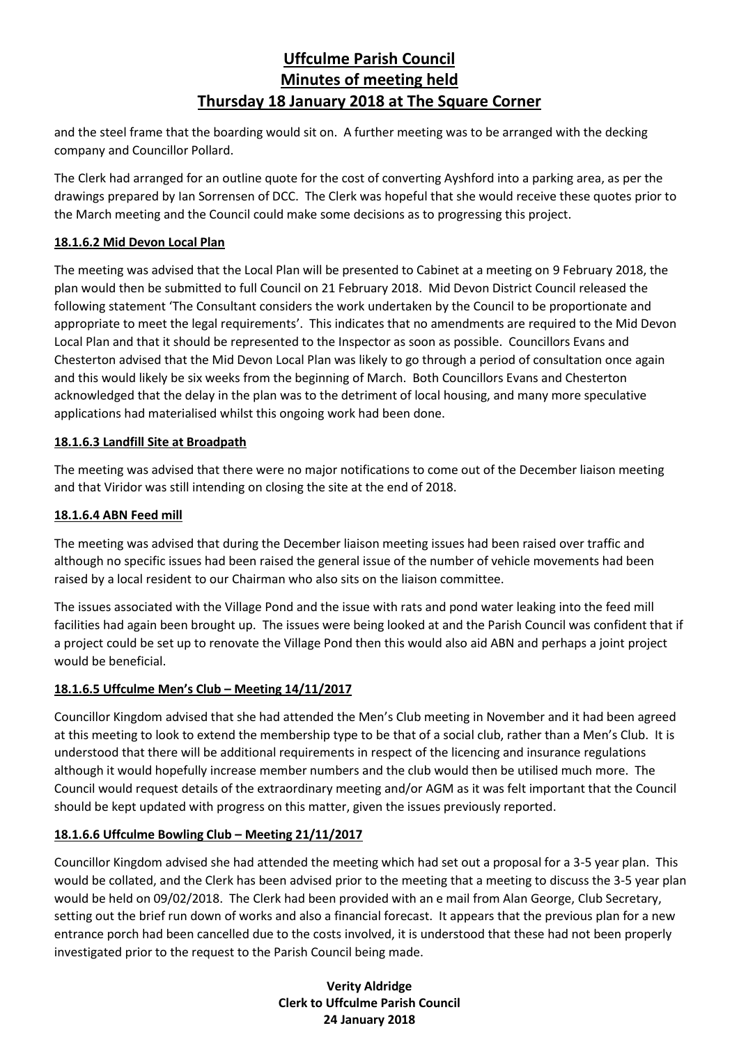and the steel frame that the boarding would sit on. A further meeting was to be arranged with the decking company and Councillor Pollard.

The Clerk had arranged for an outline quote for the cost of converting Ayshford into a parking area, as per the drawings prepared by Ian Sorrensen of DCC. The Clerk was hopeful that she would receive these quotes prior to the March meeting and the Council could make some decisions as to progressing this project.

**18.1.6.2 Mid Devon Local Plan**

The meeting was advised that the Local Plan will be presented to Cabinet at a meeting on 9 February 2018, the plan would then be submitted to full Council on 21 February 2018. Mid Devon District Council released the following statement 'The Consultant considers the work undertaken by the Council to be proportionate and appropriate to meet the legal requirements'. This indicates that no amendments are required to the Mid Devon Local Plan and that it should be represented to the Inspector as soon as possible. Councillors Evans and Chesterton advised that the Mid Devon Local Plan was likely to go through a period of consultation once again and this would likely be six weeks from the beginning of March. Both Councillors Evans and Chesterton acknowledged that the delay in the plan was to the detriment of local housing, and many more speculative applications had materialised whilst this ongoing work had been done.

**18.1.6.3 Landfill Site at Broadpath**

The meeting was advised that there were no major notifications to come out of the December liaison meeting and that Viridor was still intending on closing the site at the end of 2018.

**18.1.6.4 ABN Feed mill**

The meeting was advised that during the December liaison meeting issues had been raised over traffic and although no specific issues had been raised the general issue of the number of vehicle movements had been raised by a local resident to our Chairman who also sits on the liaison committee.

The issues associated with the Village Pond and the issue with rats and pond water leaking into the feed mill facilities had again been brought up. The issues were being looked at and the Parish Council was confident that if a project could be set up to renovate the Village Pond then this would also aid ABN and perhaps a joint project would be beneficial.

**18.1.6.5 Uffculme Men's Club – Meeting 14/11/2017**

Councillor Kingdom advised that she had attended the Men's Club meeting in November and it had been agreed at this meeting to look to extend the membership type to be that of a social club, rather than a Men's Club. It is understood that there will be additional requirements in respect of the licencing and insurance regulations although it would hopefully increase member numbers and the club would then be utilised much more. The Council would request details of the extraordinary meeting and/or AGM as it was felt important that the Council should be kept updated with progress on this matter, given the issues previously reported.

**18.1.6.6 Uffculme Bowling Club – Meeting 21/11/2017**

Councillor Kingdom advised she had attended the meeting which had set out a proposal for a 3-5 year plan. This would be collated, and the Clerk has been advised prior to the meeting that a meeting to discuss the 3-5 year plan would be held on 09/02/2018. The Clerk had been provided with an e mail from Alan George, Club Secretary, setting out the brief run down of works and also a financial forecast. It appears that the previous plan for a new entrance porch had been cancelled due to the costs involved, it is understood that these had not been properly investigated prior to the request to the Parish Council being made.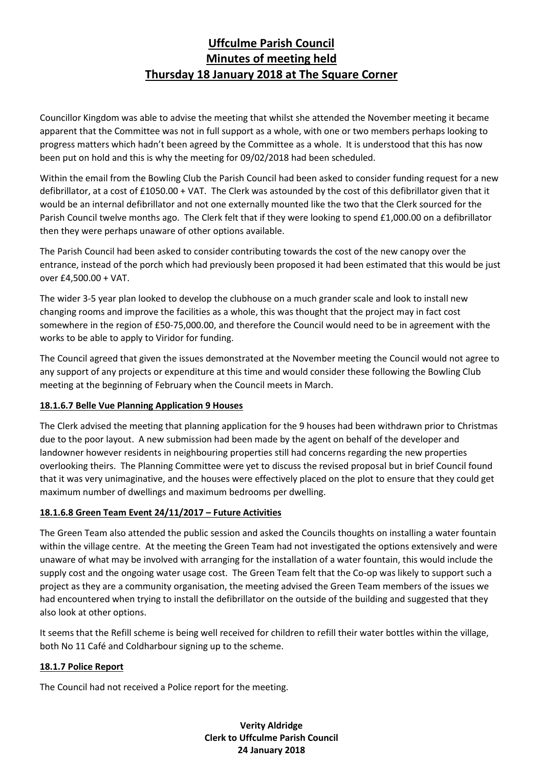# Uffculme Parish Council
# Minutes of meeting held
# Thursday 18 January 2018 at The Square Corner

Councillor Kingdom was able to advise the meeting that whilst she attended the November meeting it became apparent that the Committee was not in full support as a whole, with one or two members perhaps looking to progress matters which hadn't been agreed by the Committee as a whole. It is understood that this has now been put on hold and this is why the meeting for 09/02/2018 had been scheduled.

Within the email from the Bowling Club the Parish Council had been asked to consider funding request for a new defibrillator, at a cost of £1050.00 + VAT. The Clerk was astounded by the cost of this defibrillator given that it would be an internal defibrillator and not one externally mounted like the two that the Clerk sourced for the Parish Council twelve months ago. The Clerk felt that if they were looking to spend £1,000.00 on a defibrillator then they were perhaps unaware of other options available.

The Parish Council had been asked to consider contributing towards the cost of the new canopy over the entrance, instead of the porch which had previously been proposed it had been estimated that this would be just over £4,500.00 + VAT.

The wider 3-5 year plan looked to develop the clubhouse on a much grander scale and look to install new changing rooms and improve the facilities as a whole, this was thought that the project may in fact cost somewhere in the region of £50-75,000.00, and therefore the Council would need to be in agreement with the works to be able to apply to Viridor for funding.

The Council agreed that given the issues demonstrated at the November meeting the Council would not agree to any support of any projects or expenditure at this time and would consider these following the Bowling Club meeting at the beginning of February when the Council meets in March.

**18.1.6.7 Belle Vue Planning Application 9 Houses**

The Clerk advised the meeting that planning application for the 9 houses had been withdrawn prior to Christmas due to the poor layout. A new submission had been made by the agent on behalf of the developer and landowner however residents in neighbouring properties still had concerns regarding the new properties overlooking theirs. The Planning Committee were yet to discuss the revised proposal but in brief Council found that it was very unimaginative, and the houses were effectively placed on the plot to ensure that they could get maximum number of dwellings and maximum bedrooms per dwelling.

**18.1.6.8 Green Team Event 24/11/2017 – Future Activities**

The Green Team also attended the public session and asked the Councils thoughts on installing a water fountain within the village centre. At the meeting the Green Team had not investigated the options extensively and were unaware of what may be involved with arranging for the installation of a water fountain, this would include the supply cost and the ongoing water usage cost. The Green Team felt that the Co-op was likely to support such a project as they are a community organisation, the meeting advised the Green Team members of the issues we had encountered when trying to install the defibrillator on the outside of the building and suggested that they also look at other options.

It seems that the Refill scheme is being well received for children to refill their water bottles within the village, both No 11 Café and Coldharbour signing up to the scheme.

**18.1.7 Police Report**

The Council had not received a Police report for the meeting.

**Verity Aldridge**
**Clerk to Uffculme Parish Council**
**24 January 2018**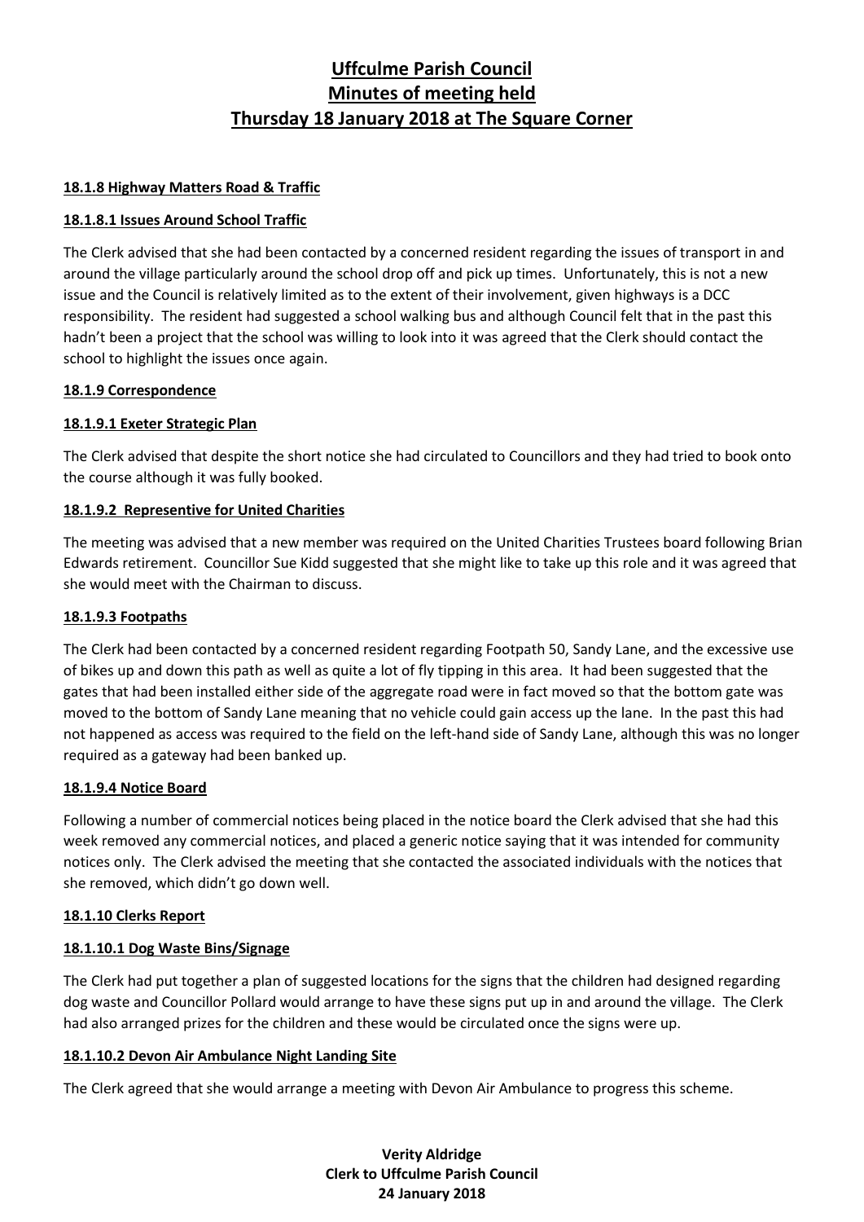# Uffculme Parish Council
# Minutes of meeting held
# Thursday 18 January 2018 at The Square Corner

**18.1.8 Highway Matters Road & Traffic**

**18.1.8.1 Issues Around School Traffic**

The Clerk advised that she had been contacted by a concerned resident regarding the issues of transport in and around the village particularly around the school drop off and pick up times. Unfortunately, this is not a new issue and the Council is relatively limited as to the extent of their involvement, given highways is a DCC responsibility. The resident had suggested a school walking bus and although Council felt that in the past this hadn't been a project that the school was willing to look into it was agreed that the Clerk should contact the school to highlight the issues once again.

**18.1.9 Correspondence**

**18.1.9.1 Exeter Strategic Plan**

The Clerk advised that despite the short notice she had circulated to Councillors and they had tried to book onto the course although it was fully booked.

**18.1.9.2 Representive for United Charities**

The meeting was advised that a new member was required on the United Charities Trustees board following Brian Edwards retirement. Councillor Sue Kidd suggested that she might like to take up this role and it was agreed that she would meet with the Chairman to discuss.

**18.1.9.3 Footpaths**

The Clerk had been contacted by a concerned resident regarding Footpath 50, Sandy Lane, and the excessive use of bikes up and down this path as well as quite a lot of fly tipping in this area. It had been suggested that the gates that had been installed either side of the aggregate road were in fact moved so that the bottom gate was moved to the bottom of Sandy Lane meaning that no vehicle could gain access up the lane. In the past this had not happened as access was required to the field on the left-hand side of Sandy Lane, although this was no longer required as a gateway had been banked up.

**18.1.9.4 Notice Board**

Following a number of commercial notices being placed in the notice board the Clerk advised that she had this week removed any commercial notices, and placed a generic notice saying that it was intended for community notices only. The Clerk advised the meeting that she contacted the associated individuals with the notices that she removed, which didn't go down well.

**18.1.10 Clerks Report**

**18.1.10.1 Dog Waste Bins/Signage**

The Clerk had put together a plan of suggested locations for the signs that the children had designed regarding dog waste and Councillor Pollard would arrange to have these signs put up in and around the village. The Clerk had also arranged prizes for the children and these would be circulated once the signs were up.

**18.1.10.2 Devon Air Ambulance Night Landing Site**

The Clerk agreed that she would arrange a meeting with Devon Air Ambulance to progress this scheme.

**Verity Aldridge**
**Clerk to Uffculme Parish Council**
**24 January 2018**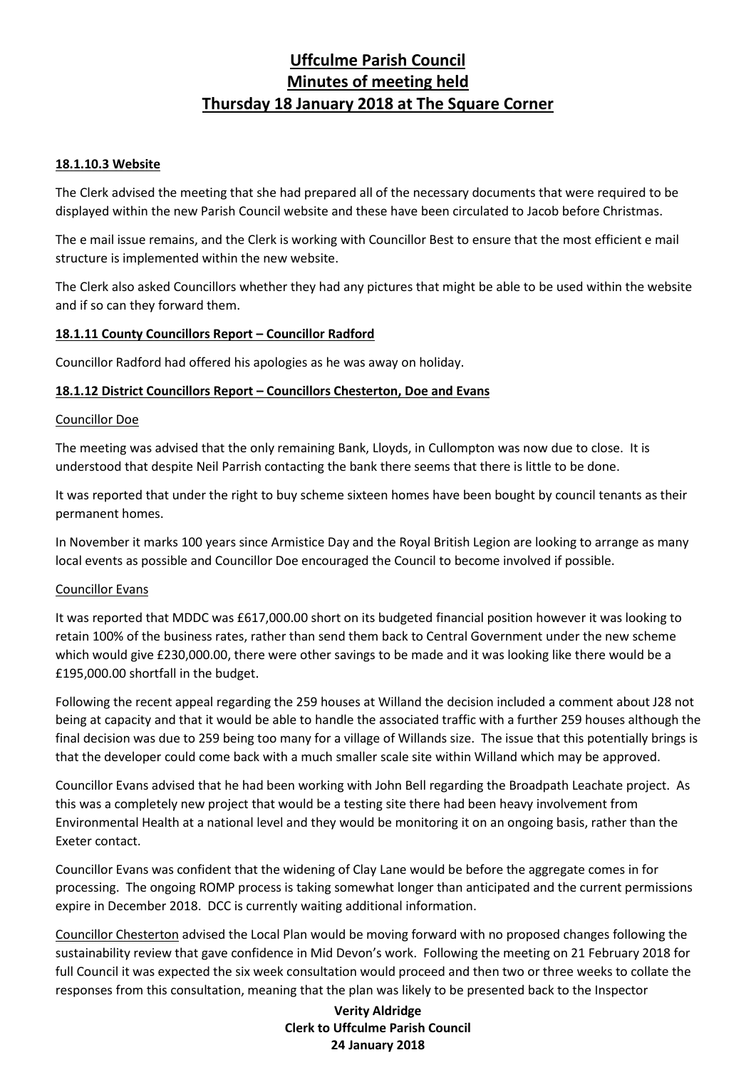# Uffculme Parish Council
# Minutes of meeting held
# Thursday 18 January 2018 at The Square Corner

**18.1.10.3 Website**

The Clerk advised the meeting that she had prepared all of the necessary documents that were required to be displayed within the new Parish Council website and these have been circulated to Jacob before Christmas.

The e mail issue remains, and the Clerk is working with Councillor Best to ensure that the most efficient e mail structure is implemented within the new website.

The Clerk also asked Councillors whether they had any pictures that might be able to be used within the website and if so can they forward them.

**18.1.11 County Councillors Report – Councillor Radford**

Councillor Radford had offered his apologies as he was away on holiday.

**18.1.12 District Councillors Report – Councillors Chesterton, Doe and Evans**

Councillor Doe

The meeting was advised that the only remaining Bank, Lloyds, in Cullompton was now due to close. It is understood that despite Neil Parrish contacting the bank there seems that there is little to be done.

It was reported that under the right to buy scheme sixteen homes have been bought by council tenants as their permanent homes.

In November it marks 100 years since Armistice Day and the Royal British Legion are looking to arrange as many local events as possible and Councillor Doe encouraged the Council to become involved if possible.

Councillor Evans

It was reported that MDDC was £617,000.00 short on its budgeted financial position however it was looking to retain 100% of the business rates, rather than send them back to Central Government under the new scheme which would give £230,000.00, there were other savings to be made and it was looking like there would be a £195,000.00 shortfall in the budget.

Following the recent appeal regarding the 259 houses at Willand the decision included a comment about J28 not being at capacity and that it would be able to handle the associated traffic with a further 259 houses although the final decision was due to 259 being too many for a village of Willands size. The issue that this potentially brings is that the developer could come back with a much smaller scale site within Willand which may be approved.

Councillor Evans advised that he had been working with John Bell regarding the Broadpath Leachate project. As this was a completely new project that would be a testing site there had been heavy involvement from Environmental Health at a national level and they would be monitoring it on an ongoing basis, rather than the Exeter contact.

Councillor Evans was confident that the widening of Clay Lane would be before the aggregate comes in for processing. The ongoing ROMP process is taking somewhat longer than anticipated and the current permissions expire in December 2018. DCC is currently waiting additional information.

Councillor Chesterton advised the Local Plan would be moving forward with no proposed changes following the sustainability review that gave confidence in Mid Devon's work. Following the meeting on 21 February 2018 for full Council it was expected the six week consultation would proceed and then two or three weeks to collate the responses from this consultation, meaning that the plan was likely to be presented back to the Inspector

**Verity Aldridge**
**Clerk to Uffculme Parish Council**
**24 January 2018**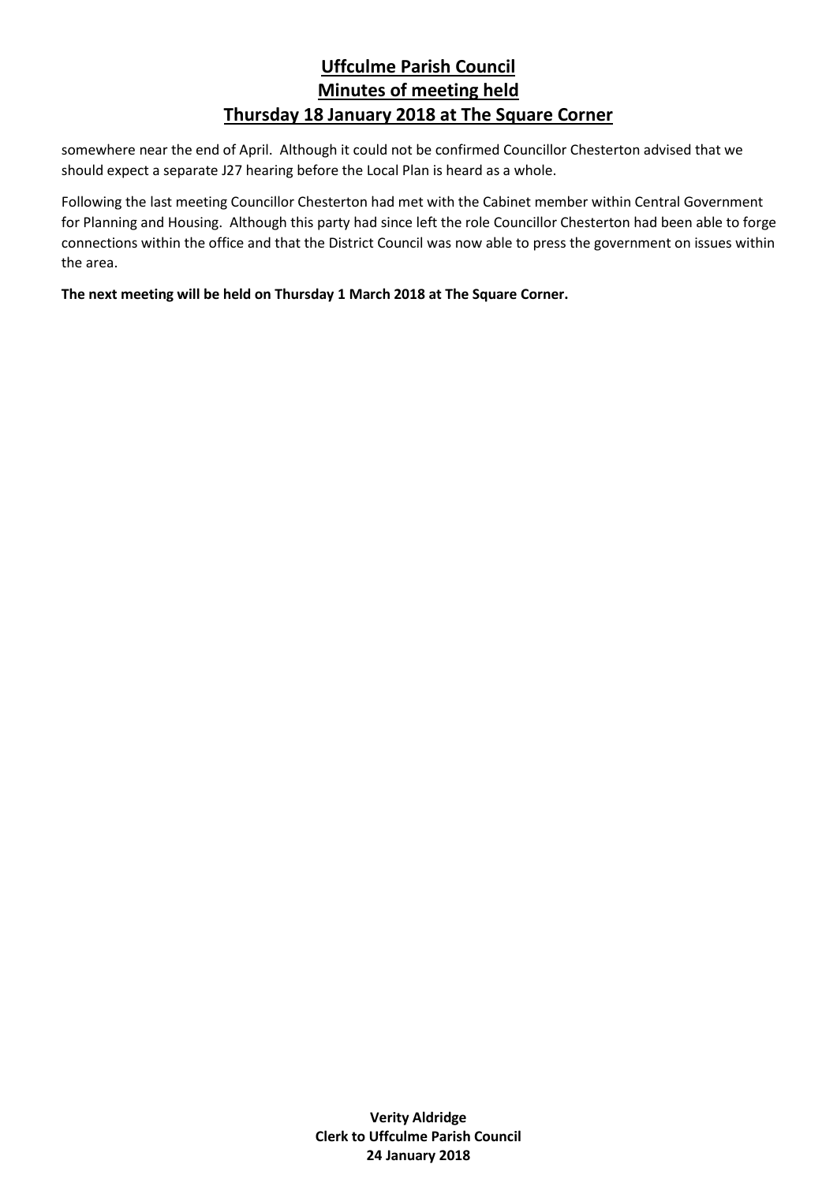somewhere near the end of April. Although it could not be confirmed Councillor Chesterton advised that we should expect a separate J27 hearing before the Local Plan is heard as a whole.

Following the last meeting Councillor Chesterton had met with the Cabinet member within Central Government for Planning and Housing. Although this party had since left the role Councillor Chesterton had been able to forge connections within the office and that the District Council was now able to press the government on issues within the area.

**The next meeting will be held on Thursday 1 March 2018 at The Square Corner.**

**Verity Aldridge**
**Clerk to Uffculme Parish Council**
**24 January 2018**